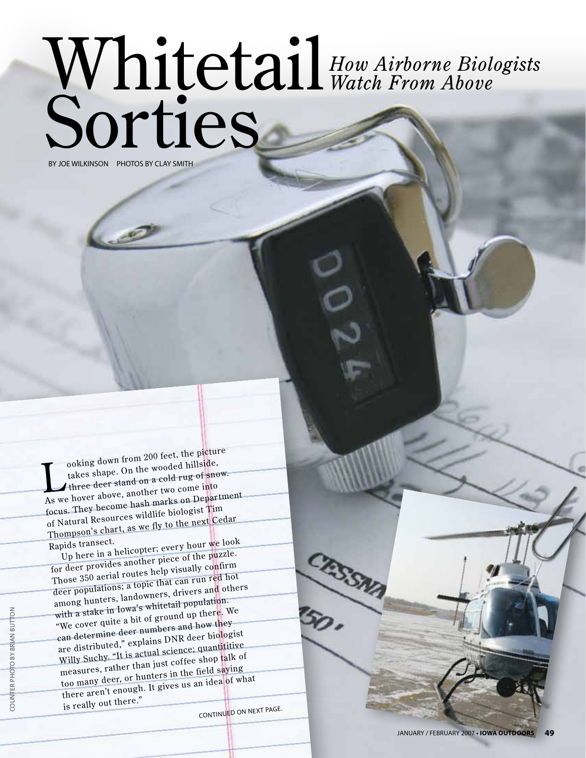# Whitetail Sorties

*How Airborne Biologists Watch From Above*

BY JOE WILKINSON PHOTOS BY CLAY SMITH

Looking down from 200 feet, the picture takes shape. On the wooded hillside, three deer stand on a cold rug of snow. As we hover above, another two come into focus. They become hash marks on Department of Natural Resources wildlife biologist Tim Thompson's chart, as we fly to the next Cedar Rapids transect.

Up here in a helicopter; every hour we look for deer provides another piece of the puzzle. Those 350 aerial routes help visually confirm deer populations; a topic that can run red hot among hunters, landowners, drivers and others with a stake in Iowa's whitetail population. "We cover quite a bit of ground up there. We can determine deer numbers and how they are distributed," explains DNR deer biologist Willy Suchy. "It is actual science; quantititive measures, rather than just coffee shop talk of too many deer, or hunters in the field saying there aren't enough. It gives us an idea of what is really out there."

CONTINUED ON NEXT PAGE.

COUNTER PHOTO BY BRIAN BUTTON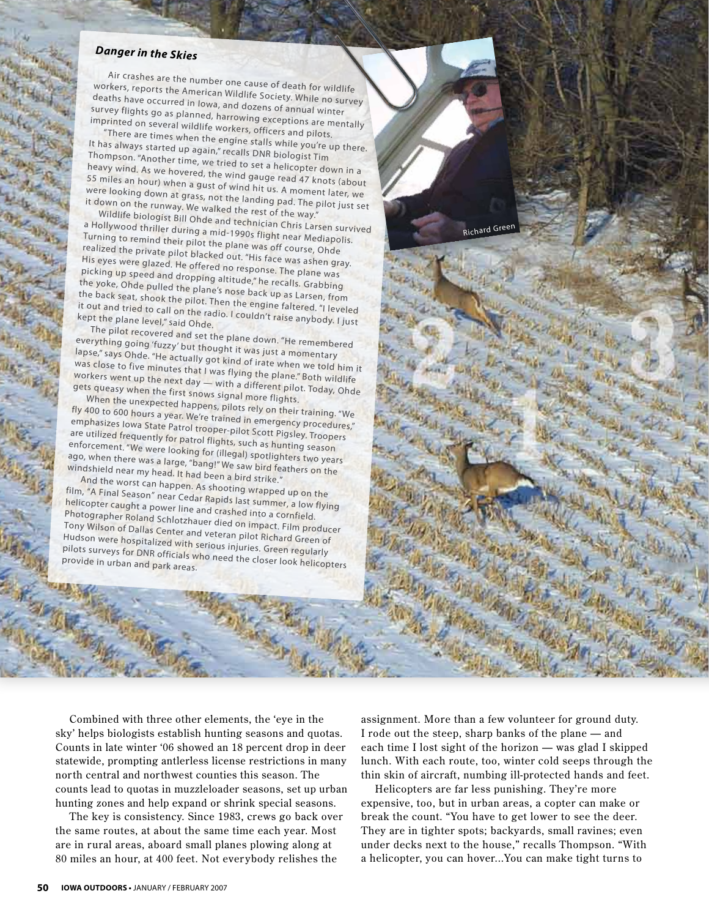### *Danger in the Skies*

Air crashes are the number one cause of death for wildlife workers, reports the American Wildlife Society. While no survey deaths have occurred in Iowa, and dozens of annual winter survey flights go as planned, harrowing exceptions are mentally imprinted on several wildlife workers, officers and pilots.

"There are times when the engine stalls while you're up there. It has always started up again," recalls DNR biologist Tim Thompson. "Another time, we tried to set a helicopter down in a heavy wind. As we hovered, the wind gauge read 47 knots (about 55 miles an hour) when a gust of wind hit us. A moment later, we were looking down at grass, not the landing pad. The pilot just set it down on the runway. We walked the rest of the way."

Wildlife biologist Bill Ohde and technician Chris Larsen survived a Hollywood thriller during a mid-1990s flight near Mediapolis. Turning to remind their pilot the plane was off course, Ohde realized the private pilot blacked out. "His face was ashen gray. His eyes were glazed. He offered no response. The plane was picking up speed and dropping altitude," he recalls. Grabbing the yoke, Ohde pulled the plane's nose back up as Larsen, from the back seat, shook the pilot. Then the engine faltered. "I leveled it out and tried to call on the radio. I couldn't raise anybody. I just kept the plane level," said Ohde.

The pilot recovered and set the plane down. "He remembered everything going 'fuzzy' but thought it was just a momentary lapse," says Ohde. "He actually got kind of irate when we told him it was close to five minutes that I was flying the plane." Both wildlife workers went up the next day — with a different pilot. Today, Ohde gets queasy when the first snows signal more flights.

When the unexpected happens, pilots rely on their training. "We fly 400 to 600 hours a year. We're trained in emergency procedures," emphasizes Iowa State Patrol trooper-pilot Scott Pigsley. Troopers are utilized frequently for patrol flights, such as hunting season enforcement. "We were looking for (illegal) spotlighters two years ago, when there was a large, "bang!" We saw bird feathers on the windshield near my head. It had been a bird strike."

And the worst can happen. As shooting wrapped up on the film, "A Final Season" near Cedar Rapids last summer, a low flying helicopter caught a power line and crashed into a cornfield. Photographer Roland Schlotzhauer died on impact. Film producer Tony Wilson of Dallas Center and veteran pilot Richard Green of Hudson were hospitalized with serious injuries. Green regularly pilots surveys for DNR officials who need the closer look helicopters provide in urban and park areas.

Richard Green

Combined with three other elements, the 'eye in the sky' helps biologists establish hunting seasons and quotas. Counts in late winter '06 showed an 18 percent drop in deer statewide, prompting antlerless license restrictions in many north central and northwest counties this season. The counts lead to quotas in muzzleloader seasons, set up urban hunting zones and help expand or shrink special seasons.

The key is consistency. Since 1983, crews go back over the same routes, at about the same time each year. Most are in rural areas, aboard small planes plowing along at 80 miles an hour, at 400 feet. Not everybody relishes the assignment. More than a few volunteer for ground duty. I rode out the steep, sharp banks of the plane — and each time I lost sight of the horizon — was glad I skipped lunch. With each route, too, winter cold seeps through the thin skin of aircraft, numbing ill-protected hands and feet.

Helicopters are far less punishing. They're more expensive, too, but in urban areas, a copter can make or break the count. "You have to get lower to see the deer. They are in tighter spots; backyards, small ravines; even under decks next to the house," recalls Thompson. "With a helicopter, you can hover...You can make tight turns to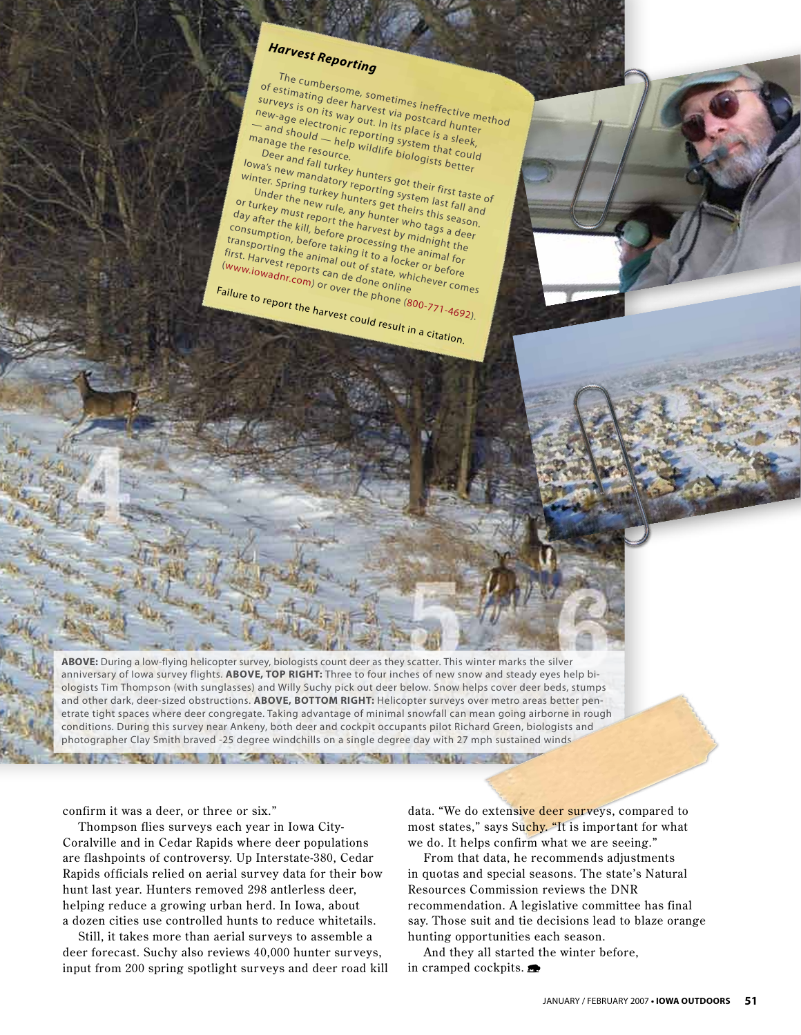## Harvest Reporting

The cumbersome, sometimes ineffective method of estimating deer harvest via postcard hunter surveys is on its way out. In its place is a sleek, new-age electronic reporting system that could — and should — help wildlife biologists better manage the resource.

Deer and fall turkey hunters got their first taste of Iowa's new mandatory reporting system last fall and winter. Spring turkey hunters get theirs this season.

Under the new rule, any hunter who tags a deer or turkey must report the harvest by midnight the day after the kill, before processing the animal for consumption, before taking it to a locker or before transporting the animal out of state, whichever comes first. Harvest reports can de done online (www.iowadnr.com) or over the phone (800-771-4692).

Failure to report the harvest could result in a citation.

**ABOVE:** During a low-flying helicopter survey, biologists count deer as they scatter. This winter marks the silver anniversary of Iowa survey flights. **ABOVE, TOP RIGHT:** Three to four inches of new snow and steady eyes help biologists Tim Thompson (with sunglasses) and Willy Suchy pick out deer below. Snow helps cover deer beds, stumps and other dark, deer-sized obstructions. **ABOVE, BOTTOM RIGHT:** Helicopter surveys over metro areas better penetrate tight spaces where deer congregate. Taking advantage of minimal snowfall can mean going airborne in rough conditions. During this survey near Ankeny, both deer and cockpit occupants pilot Richard Green, biologists and photographer Clay Smith braved -25 degree windchills on a single degree day with 27 mph sustained winds.

confirm it was a deer, or three or six."

Thompson flies surveys each year in Iowa City-Coralville and in Cedar Rapids where deer populations are flashpoints of controversy. Up Interstate-380, Cedar Rapids officials relied on aerial survey data for their bow hunt last year. Hunters removed 298 antlerless deer, helping reduce a growing urban herd. In Iowa, about a dozen cities use controlled hunts to reduce whitetails.

Still, it takes more than aerial surveys to assemble a deer forecast. Suchy also reviews 40,000 hunter surveys, input from 200 spring spotlight surveys and deer road kill data. "We do extensive deer surveys, compared to most states," says Suchy. "It is important for what we do. It helps confirm what we are seeing."

From that data, he recommends adjustments in quotas and special seasons. The state's Natural Resources Commission reviews the DNR recommendation. A legislative committee has final say. Those suit and tie decisions lead to blaze orange hunting opportunities each season.

And they all started the winter before, in cramped cockpits.